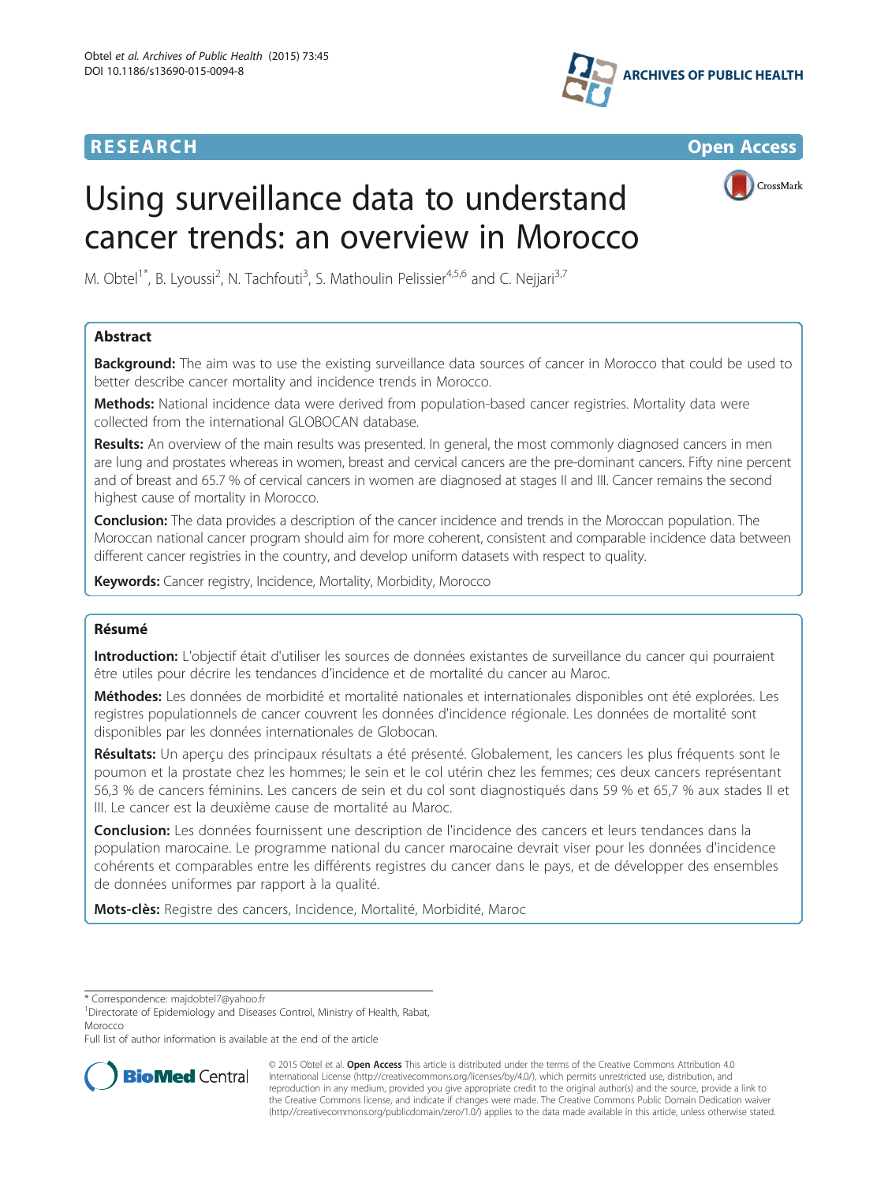RESEARCH Open Access

# Using surveillance data to understand cancer trends: an overview in Morocco

M. Obtel[1*], B. Lyoussi[2], N. Tachfouti[3], S. Mathoulin Pelissier[4,5,6] and C. Nejjari[3,7]

## Abstract

**Background:** The aim was to use the existing surveillance data sources of cancer in Morocco that could be used to better describe cancer mortality and incidence trends in Morocco.

**Methods:** National incidence data were derived from population-based cancer registries. Mortality data were collected from the international GLOBOCAN database.

**Results:** An overview of the main results was presented. In general, the most commonly diagnosed cancers in men are lung and prostates whereas in women, breast and cervical cancers are the pre-dominant cancers. Fifty nine percent and of breast and 65.7 % of cervical cancers in women are diagnosed at stages II and III. Cancer remains the second highest cause of mortality in Morocco.

**Conclusion:** The data provides a description of the cancer incidence and trends in the Moroccan population. The Moroccan national cancer program should aim for more coherent, consistent and comparable incidence data between different cancer registries in the country, and develop uniform datasets with respect to quality.

**Keywords:** Cancer registry, Incidence, Mortality, Morbidity, Morocco

## Résumé

**Introduction:** L'objectif était d'utiliser les sources de données existantes de surveillance du cancer qui pourraient être utiles pour décrire les tendances d'incidence et de mortalité du cancer au Maroc.

**Méthodes:** Les données de morbidité et mortalité nationales et internationales disponibles ont été explorées. Les registres populationnels de cancer couvrent les données d'incidence régionale. Les données de mortalité sont disponibles par les données internationales de Globocan.

**Résultats:** Un aperçu des principaux résultats a été présenté. Globalement, les cancers les plus fréquents sont le poumon et la prostate chez les hommes; le sein et le col utérin chez les femmes; ces deux cancers représentant 56,3 % de cancers féminins. Les cancers de sein et du col sont diagnostiqués dans 59 % et 65,7 % aux stades II et III. Le cancer est la deuxième cause de mortalité au Maroc.

**Conclusion:** Les données fournissent une description de l'incidence des cancers et leurs tendances dans la population marocaine. Le programme national du cancer marocaine devrait viser pour les données d'incidence cohérents et comparables entre les différents registres du cancer dans le pays, et de développer des ensembles de données uniformes par rapport à la qualité.

**Mots-clès:** Registre des cancers, Incidence, Mortalité, Morbidité, Maroc

---

* Correspondence: majdobtel7@yahoo.fr
[1]Directorate of Epidemiology and Diseases Control, Ministry of Health, Rabat, Morocco
Full list of author information is available at the end of the article

© 2015 Obtel et al. **Open Access** This article is distributed under the terms of the Creative Commons Attribution 4.0 International License (http://creativecommons.org/licenses/by/4.0/), which permits unrestricted use, distribution, and reproduction in any medium, provided you give appropriate credit to the original author(s) and the source, provide a link to the Creative Commons license, and indicate if changes were made. The Creative Commons Public Domain Dedication waiver (http://creativecommons.org/publicdomain/zero/1.0/) applies to the data made available in this article, unless otherwise stated.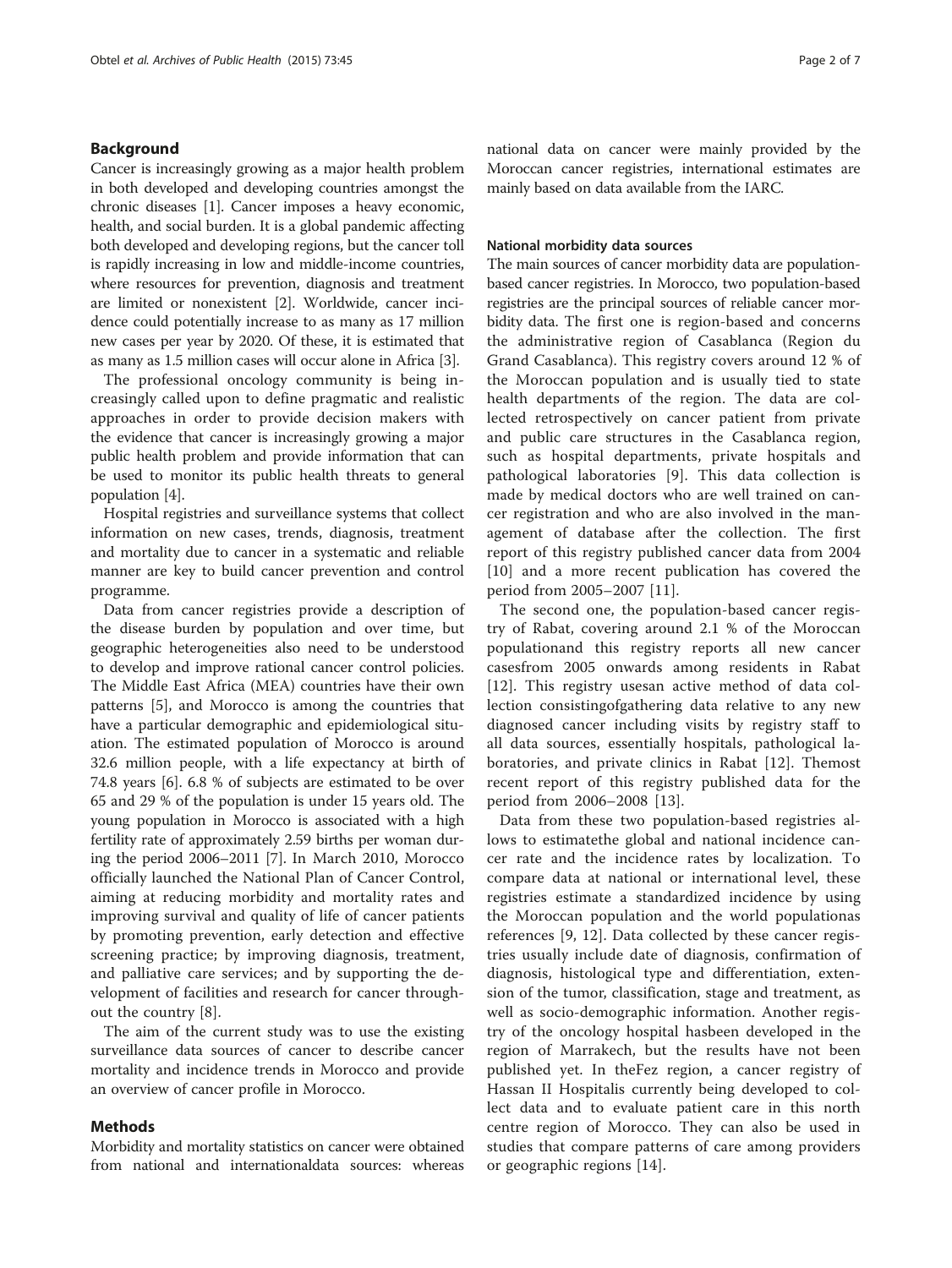## Background

Cancer is increasingly growing as a major health problem in both developed and developing countries amongst the chronic diseases [1]. Cancer imposes a heavy economic, health, and social burden. It is a global pandemic affecting both developed and developing regions, but the cancer toll is rapidly increasing in low and middle-income countries, where resources for prevention, diagnosis and treatment are limited or nonexistent [2]. Worldwide, cancer incidence could potentially increase to as many as 17 million new cases per year by 2020. Of these, it is estimated that as many as 1.5 million cases will occur alone in Africa [3].

The professional oncology community is being increasingly called upon to define pragmatic and realistic approaches in order to provide decision makers with the evidence that cancer is increasingly growing a major public health problem and provide information that can be used to monitor its public health threats to general population [4].

Hospital registries and surveillance systems that collect information on new cases, trends, diagnosis, treatment and mortality due to cancer in a systematic and reliable manner are key to build cancer prevention and control programme.

Data from cancer registries provide a description of the disease burden by population and over time, but geographic heterogeneities also need to be understood to develop and improve rational cancer control policies. The Middle East Africa (MEA) countries have their own patterns [5], and Morocco is among the countries that have a particular demographic and epidemiological situation. The estimated population of Morocco is around 32.6 million people, with a life expectancy at birth of 74.8 years [6]. 6.8 % of subjects are estimated to be over 65 and 29 % of the population is under 15 years old. The young population in Morocco is associated with a high fertility rate of approximately 2.59 births per woman during the period 2006–2011 [7]. In March 2010, Morocco officially launched the National Plan of Cancer Control, aiming at reducing morbidity and mortality rates and improving survival and quality of life of cancer patients by promoting prevention, early detection and effective screening practice; by improving diagnosis, treatment, and palliative care services; and by supporting the development of facilities and research for cancer throughout the country [8].

The aim of the current study was to use the existing surveillance data sources of cancer to describe cancer mortality and incidence trends in Morocco and provide an overview of cancer profile in Morocco.

## Methods

Morbidity and mortality statistics on cancer were obtained from national and internationaldata sources: whereas national data on cancer were mainly provided by the Moroccan cancer registries, international estimates are mainly based on data available from the IARC.

### National morbidity data sources

The main sources of cancer morbidity data are population-based cancer registries. In Morocco, two population-based registries are the principal sources of reliable cancer morbidity data. The first one is region-based and concerns the administrative region of Casablanca (Region du Grand Casablanca). This registry covers around 12 % of the Moroccan population and is usually tied to state health departments of the region. The data are collected retrospectively on cancer patient from private and public care structures in the Casablanca region, such as hospital departments, private hospitals and pathological laboratories [9]. This data collection is made by medical doctors who are well trained on cancer registration and who are also involved in the management of database after the collection. The first report of this registry published cancer data from 2004 [10] and a more recent publication has covered the period from 2005–2007 [11].

The second one, the population-based cancer registry of Rabat, covering around 2.1 % of the Moroccan populationand this registry reports all new cancer casesfrom 2005 onwards among residents in Rabat [12]. This registry usesan active method of data collection consistingofgathering data relative to any new diagnosed cancer including visits by registry staff to all data sources, essentially hospitals, pathological laboratories, and private clinics in Rabat [12]. Themost recent report of this registry published data for the period from 2006–2008 [13].

Data from these two population-based registries allows to estimatethe global and national incidence cancer rate and the incidence rates by localization. To compare data at national or international level, these registries estimate a standardized incidence by using the Moroccan population and the world populationas references [9, 12]. Data collected by these cancer registries usually include date of diagnosis, confirmation of diagnosis, histological type and differentiation, extension of the tumor, classification, stage and treatment, as well as socio-demographic information. Another registry of the oncology hospital hasbeen developed in the region of Marrakech, but the results have not been published yet. In theFez region, a cancer registry of Hassan II Hospitalis currently being developed to collect data and to evaluate patient care in this north centre region of Morocco. They can also be used in studies that compare patterns of care among providers or geographic regions [14].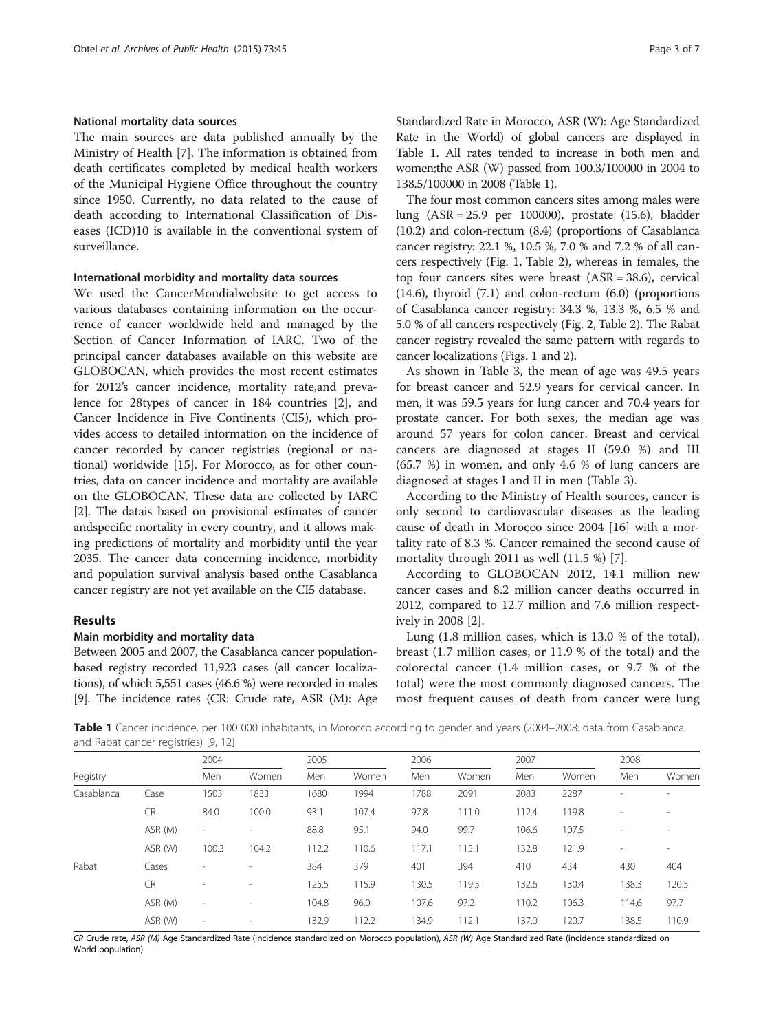#### National mortality data sources

The main sources are data published annually by the Ministry of Health [7]. The information is obtained from death certificates completed by medical health workers of the Municipal Hygiene Office throughout the country since 1950. Currently, no data related to the cause of death according to International Classification of Diseases (ICD)10 is available in the conventional system of surveillance.

#### International morbidity and mortality data sources

We used the CancerMondialwebsite to get access to various databases containing information on the occurrence of cancer worldwide held and managed by the Section of Cancer Information of IARC. Two of the principal cancer databases available on this website are GLOBOCAN, which provides the most recent estimates for 2012's cancer incidence, mortality rate,and prevalence for 28types of cancer in 184 countries [2], and Cancer Incidence in Five Continents (CI5), which provides access to detailed information on the incidence of cancer recorded by cancer registries (regional or national) worldwide [15]. For Morocco, as for other countries, data on cancer incidence and mortality are available on the GLOBOCAN. These data are collected by IARC [2]. The datais based on provisional estimates of cancer andspecific mortality in every country, and it allows making predictions of mortality and morbidity until the year 2035. The cancer data concerning incidence, morbidity and population survival analysis based onthe Casablanca cancer registry are not yet available on the CI5 database.

## Results

### Main morbidity and mortality data

Between 2005 and 2007, the Casablanca cancer population-based registry recorded 11,923 cases (all cancer localizations), of which 5,551 cases (46.6 %) were recorded in males [9]. The incidence rates (CR: Crude rate, ASR (M): Age Standardized Rate in Morocco, ASR (W): Age Standardized Rate in the World) of global cancers are displayed in Table 1. All rates tended to increase in both men and women;the ASR (W) passed from 100.3/100000 in 2004 to 138.5/100000 in 2008 (Table 1).

The four most common cancers sites among males were lung (ASR = 25.9 per 100000), prostate (15.6), bladder (10.2) and colon-rectum (8.4) (proportions of Casablanca cancer registry: 22.1 %, 10.5 %, 7.0 % and 7.2 % of all cancers respectively (Fig. 1, Table 2), whereas in females, the top four cancers sites were breast (ASR = 38.6), cervical (14.6), thyroid (7.1) and colon-rectum (6.0) (proportions of Casablanca cancer registry: 34.3 %, 13.3 %, 6.5 % and 5.0 % of all cancers respectively (Fig. 2, Table 2). The Rabat cancer registry revealed the same pattern with regards to cancer localizations (Figs. 1 and 2).

As shown in Table 3, the mean of age was 49.5 years for breast cancer and 52.9 years for cervical cancer. In men, it was 59.5 years for lung cancer and 70.4 years for prostate cancer. For both sexes, the median age was around 57 years for colon cancer. Breast and cervical cancers are diagnosed at stages II (59.0 %) and III (65.7 %) in women, and only 4.6 % of lung cancers are diagnosed at stages I and II in men (Table 3).

According to the Ministry of Health sources, cancer is only second to cardiovascular diseases as the leading cause of death in Morocco since 2004 [16] with a mortality rate of 8.3 %. Cancer remained the second cause of mortality through 2011 as well (11.5 %) [7].

According to GLOBOCAN 2012, 14.1 million new cancer cases and 8.2 million cancer deaths occurred in 2012, compared to 12.7 million and 7.6 million respectively in 2008 [2].

Lung (1.8 million cases, which is 13.0 % of the total), breast (1.7 million cases, or 11.9 % of the total) and the colorectal cancer (1.4 million cases, or 9.7 % of the total) were the most commonly diagnosed cancers. The most frequent causes of death from cancer were lung

**Table 1** Cancer incidence, per 100 000 inhabitants, in Morocco according to gender and years (2004–2008: data from Casablanca and Rabat cancer registries) [9, 12]

| Registry | | 2004 | | 2005 | | 2006 | | 2007 | | 2008 | |
|---|---|---|---|---|---|---|---|---|---|---|---|
| | | Men | Women | Men | Women | Men | Women | Men | Women | Men | Women |
| Casablanca | Case | 1503 | 1833 | 1680 | 1994 | 1788 | 2091 | 2083 | 2287 | - | - |
| | CR | 84.0 | 100.0 | 93.1 | 107.4 | 97.8 | 111.0 | 112.4 | 119.8 | - | - |
| | ASR (M) | - | - | 88.8 | 95.1 | 94.0 | 99.7 | 106.6 | 107.5 | - | - |
| | ASR (W) | 100.3 | 104.2 | 112.2 | 110.6 | 117.1 | 115.1 | 132.8 | 121.9 | - | - |
| Rabat | Cases | - | - | 384 | 379 | 401 | 394 | 410 | 434 | 430 | 404 |
| | CR | - | - | 125.5 | 115.9 | 130.5 | 119.5 | 132.6 | 130.4 | 138.3 | 120.5 |
| | ASR (M) | - | - | 104.8 | 96.0 | 107.6 | 97.2 | 110.2 | 106.3 | 114.6 | 97.7 |
| | ASR (W) | - | - | 132.9 | 112.2 | 134.9 | 112.1 | 137.0 | 120.7 | 138.5 | 110.9 |

*CR* Crude rate, *ASR (M)* Age Standardized Rate (incidence standardized on Morocco population), *ASR (W)* Age Standardized Rate (incidence standardized on World population)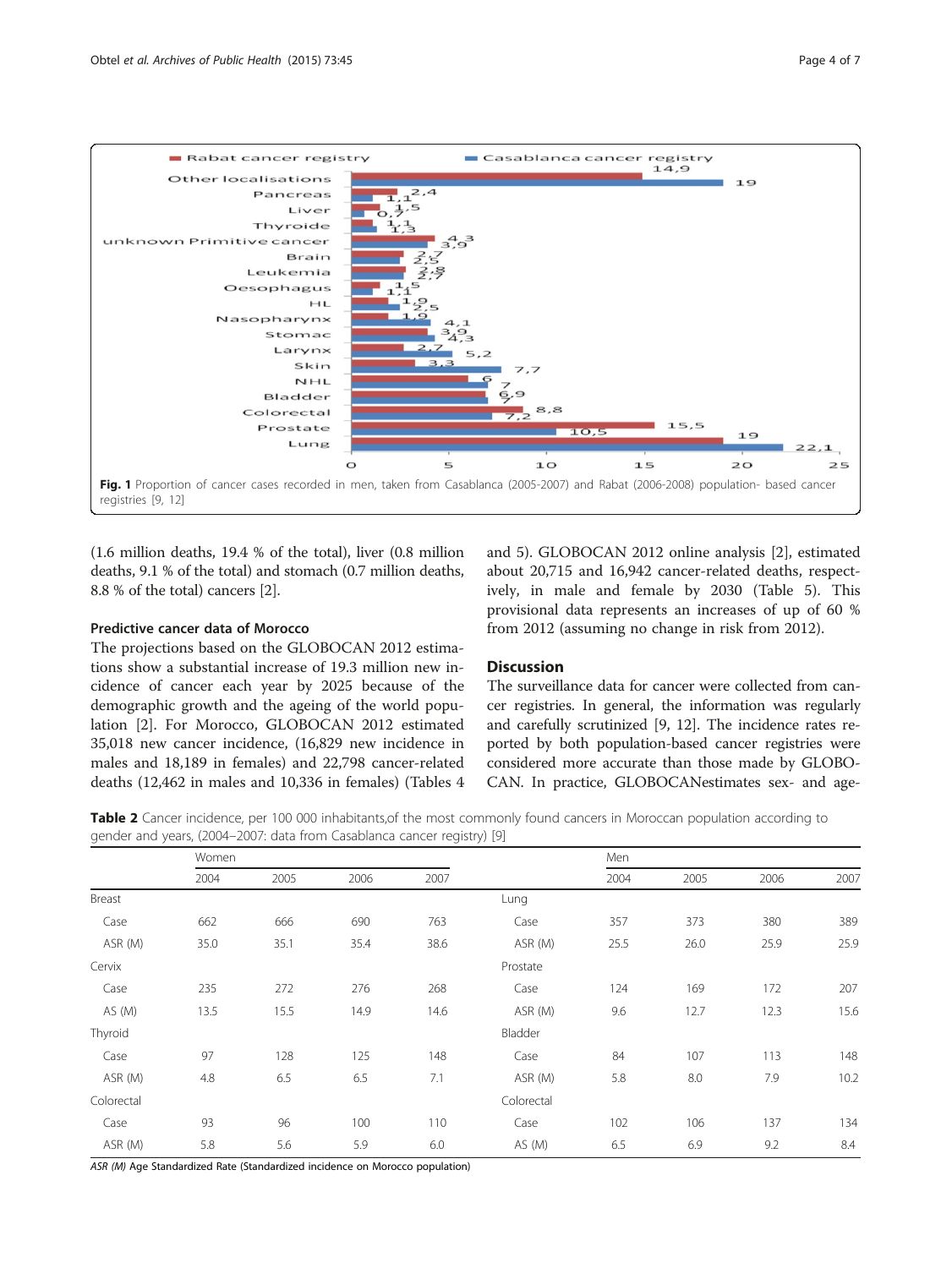Fig. 1 Proportion of cancer cases recorded in men, taken from Casablanca (2005-2007) and Rabat (2006-2008) population- based cancer registries [9, 12]

(1.6 million deaths, 19.4 % of the total), liver (0.8 million deaths, 9.1 % of the total) and stomach (0.7 million deaths, 8.8 % of the total) cancers [2].

### Predictive cancer data of Morocco

The projections based on the GLOBOCAN 2012 estimations show a substantial increase of 19.3 million new incidence of cancer each year by 2025 because of the demographic growth and the ageing of the world population [2]. For Morocco, GLOBOCAN 2012 estimated 35,018 new cancer incidence, (16,829 new incidence in males and 18,189 in females) and 22,798 cancer-related deaths (12,462 in males and 10,336 in females) (Tables 4 and 5). GLOBOCAN 2012 online analysis [2], estimated about 20,715 and 16,942 cancer-related deaths, respectively, in male and female by 2030 (Table 5). This provisional data represents an increases of up of 60 % from 2012 (assuming no change in risk from 2012).

## Discussion

The surveillance data for cancer were collected from cancer registries. In general, the information was regularly and carefully scrutinized [9, 12]. The incidence rates reported by both population-based cancer registries were considered more accurate than those made by GLOBOCAN. In practice, GLOBOCANestimates sex- and age-

**Table 2** Cancer incidence, per 100 000 inhabitants,of the most commonly found cancers in Moroccan population according to gender and years, (2004–2007: data from Casablanca cancer registry) [9]

| | Women | | | | | Men | | | |
|---|---|---|---|---|---|---|---|---|---|
| | 2004 | 2005 | 2006 | 2007 | | 2004 | 2005 | 2006 | 2007 |
| Breast | | | | | Lung | | | | |
| Case | 662 | 666 | 690 | 763 | Case | 357 | 373 | 380 | 389 |
| ASR (M) | 35.0 | 35.1 | 35.4 | 38.6 | ASR (M) | 25.5 | 26.0 | 25.9 | 25.9 |
| Cervix | | | | | Prostate | | | | |
| Case | 235 | 272 | 276 | 268 | Case | 124 | 169 | 172 | 207 |
| AS (M) | 13.5 | 15.5 | 14.9 | 14.6 | ASR (M) | 9.6 | 12.7 | 12.3 | 15.6 |
| Thyroid | | | | | Bladder | | | | |
| Case | 97 | 128 | 125 | 148 | Case | 84 | 107 | 113 | 148 |
| ASR (M) | 4.8 | 6.5 | 6.5 | 7.1 | ASR (M) | 5.8 | 8.0 | 7.9 | 10.2 |
| Colorectal | | | | | Colorectal | | | | |
| Case | 93 | 96 | 100 | 110 | Case | 102 | 106 | 137 | 134 |
| ASR (M) | 5.8 | 5.6 | 5.9 | 6.0 | AS (M) | 6.5 | 6.9 | 9.2 | 8.4 |

*ASR (M)* Age Standardized Rate (Standardized incidence on Morocco population)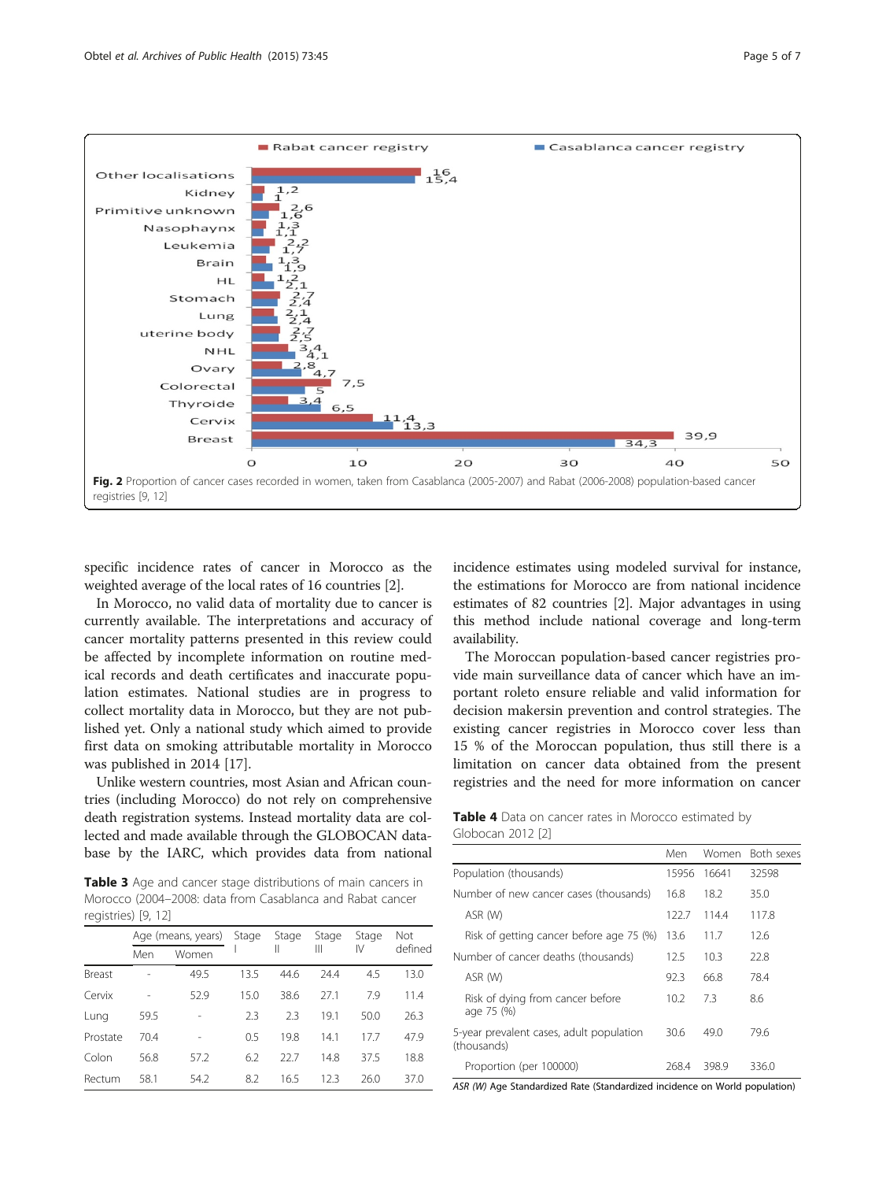**Fig. 2** Proportion of cancer cases recorded in women, taken from Casablanca (2005-2007) and Rabat (2006-2008) population-based cancer registries [9, 12]

specific incidence rates of cancer in Morocco as the weighted average of the local rates of 16 countries [2].

In Morocco, no valid data of mortality due to cancer is currently available. The interpretations and accuracy of cancer mortality patterns presented in this review could be affected by incomplete information on routine medical records and death certificates and inaccurate population estimates. National studies are in progress to collect mortality data in Morocco, but they are not published yet. Only a national study which aimed to provide first data on smoking attributable mortality in Morocco was published in 2014 [17].

Unlike western countries, most Asian and African countries (including Morocco) do not rely on comprehensive death registration systems. Instead mortality data are collected and made available through the GLOBOCAN database by the IARC, which provides data from national incidence estimates using modeled survival for instance, the estimations for Morocco are from national incidence estimates of 82 countries [2]. Major advantages in using this method include national coverage and long-term availability.

The Moroccan population-based cancer registries provide main surveillance data of cancer which have an important roleto ensure reliable and valid information for decision makersin prevention and control strategies. The existing cancer registries in Morocco cover less than 15 % of the Moroccan population, thus still there is a limitation on cancer data obtained from the present registries and the need for more information on cancer

**Table 3** Age and cancer stage distributions of main cancers in Morocco (2004–2008: data from Casablanca and Rabat cancer registries) [9, 12]

| | Age (means, years) | | Stage I | Stage II | Stage III | Stage IV | Not defined |
|---|---|---|---|---|---|---|---|
| | Men | Women | | | | | |
| Breast | - | 49.5 | 13.5 | 44.6 | 24.4 | 4.5 | 13.0 |
| Cervix | - | 52.9 | 15.0 | 38.6 | 27.1 | 7.9 | 11.4 |
| Lung | 59.5 | - | 2.3 | 2.3 | 19.1 | 50.0 | 26.3 |
| Prostate | 70.4 | - | 0.5 | 19.8 | 14.1 | 17.7 | 47.9 |
| Colon | 56.8 | 57.2 | 6.2 | 22.7 | 14.8 | 37.5 | 18.8 |
| Rectum | 58.1 | 54.2 | 8.2 | 16.5 | 12.3 | 26.0 | 37.0 |

**Table 4** Data on cancer rates in Morocco estimated by Globocan 2012 [2]

| | Men | Women | Both sexes |
|---|---|---|---|
| Population (thousands) | 15956 | 16641 | 32598 |
| Number of new cancer cases (thousands) | 16.8 | 18.2 | 35.0 |
| ASR (W) | 122.7 | 114.4 | 117.8 |
| Risk of getting cancer before age 75 (%) | 13.6 | 11.7 | 12.6 |
| Number of cancer deaths (thousands) | 12.5 | 10.3 | 22.8 |
| ASR (W) | 92.3 | 66.8 | 78.4 |
| Risk of dying from cancer before age 75 (%) | 10.2 | 7.3 | 8.6 |
| 5-year prevalent cases, adult population (thousands) | 30.6 | 49.0 | 79.6 |
| Proportion (per 100000) | 268.4 | 398.9 | 336.0 |

*ASR (W)* Age Standardized Rate (Standardized incidence on World population)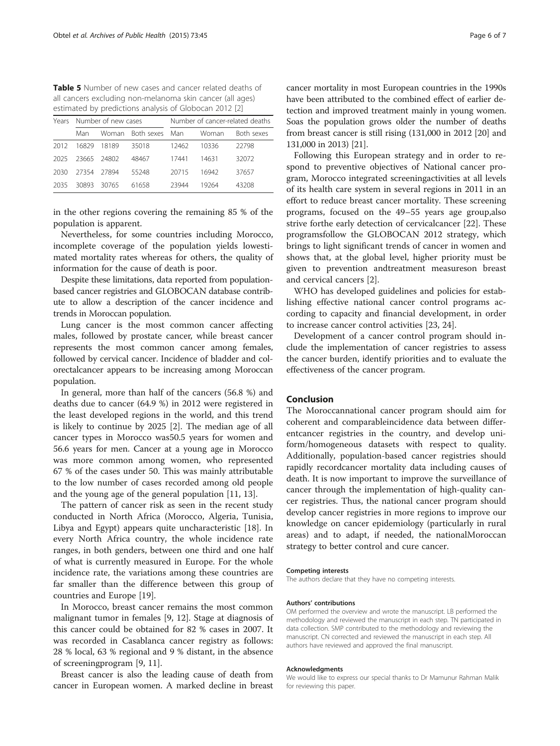**Table 5** Number of new cases and cancer related deaths of all cancers excluding non-melanoma skin cancer (all ages) estimated by predictions analysis of Globocan 2012 [2]

| Years | Number of new cases | | | Number of cancer-related deaths | | |
|---|---|---|---|---|---|---|
| | Man | Woman | Both sexes | Man | Woman | Both sexes |
| 2012 | 16829 | 18189 | 35018 | 12462 | 10336 | 22798 |
| 2025 | 23665 | 24802 | 48467 | 17441 | 14631 | 32072 |
| 2030 | 27354 | 27894 | 55248 | 20715 | 16942 | 37657 |
| 2035 | 30893 | 30765 | 61658 | 23944 | 19264 | 43208 |

in the other regions covering the remaining 85 % of the population is apparent.

Nevertheless, for some countries including Morocco, incomplete coverage of the population yields lowestimated mortality rates whereas for others, the quality of information for the cause of death is poor.

Despite these limitations, data reported from population-based cancer registries and GLOBOCAN database contribute to allow a description of the cancer incidence and trends in Moroccan population.

Lung cancer is the most common cancer affecting males, followed by prostate cancer, while breast cancer represents the most common cancer among females, followed by cervical cancer. Incidence of bladder and colorectalcancer appears to be increasing among Moroccan population.

In general, more than half of the cancers (56.8 %) and deaths due to cancer (64.9 %) in 2012 were registered in the least developed regions in the world, and this trend is likely to continue by 2025 [2]. The median age of all cancer types in Morocco was50.5 years for women and 56.6 years for men. Cancer at a young age in Morocco was more common among women, who represented 67 % of the cases under 50. This was mainly attributable to the low number of cases recorded among old people and the young age of the general population [11, 13].

The pattern of cancer risk as seen in the recent study conducted in North Africa (Morocco, Algeria, Tunisia, Libya and Egypt) appears quite uncharacteristic [18]. In every North Africa country, the whole incidence rate ranges, in both genders, between one third and one half of what is currently measured in Europe. For the whole incidence rate, the variations among these countries are far smaller than the difference between this group of countries and Europe [19].

In Morocco, breast cancer remains the most common malignant tumor in females [9, 12]. Stage at diagnosis of this cancer could be obtained for 82 % cases in 2007. It was recorded in Casablanca cancer registry as follows: 28 % local, 63 % regional and 9 % distant, in the absence of screeningprogram [9, 11].

Breast cancer is also the leading cause of death from cancer in European women. A marked decline in breast cancer mortality in most European countries in the 1990s have been attributed to the combined effect of earlier detection and improved treatment mainly in young women. Soas the population grows older the number of deaths from breast cancer is still rising (131,000 in 2012 [20] and 131,000 in 2013) [21].

Following this European strategy and in order to respond to preventive objectives of National cancer program, Morocco integrated screeningactivities at all levels of its health care system in several regions in 2011 in an effort to reduce breast cancer mortality. These screening programs, focused on the 49–55 years age group,also strive forthe early detection of cervicalcancer [22]. These programsfollow the GLOBOCAN 2012 strategy, which brings to light significant trends of cancer in women and shows that, at the global level, higher priority must be given to prevention andtreatment measureson breast and cervical cancers [2].

WHO has developed guidelines and policies for establishing effective national cancer control programs according to capacity and financial development, in order to increase cancer control activities [23, 24].

Development of a cancer control program should include the implementation of cancer registries to assess the cancer burden, identify priorities and to evaluate the effectiveness of the cancer program.

## Conclusion

The Moroccannational cancer program should aim for coherent and comparableincidence data between differentcancer registries in the country, and develop uniform/homogeneous datasets with respect to quality. Additionally, population-based cancer registries should rapidly recordcancer mortality data including causes of death. It is now important to improve the surveillance of cancer through the implementation of high-quality cancer registries. Thus, the national cancer program should develop cancer registries in more regions to improve our knowledge on cancer epidemiology (particularly in rural areas) and to adapt, if needed, the nationalMoroccan strategy to better control and cure cancer.

#### Competing interests

The authors declare that they have no competing interests.

#### Authors' contributions

OM performed the overview and wrote the manuscript. LB performed the methodology and reviewed the manuscript in each step. TN participated in data collection. SMP contributed to the methodology and reviewing the manuscript. CN corrected and reviewed the manuscript in each step. All authors have reviewed and approved the final manuscript.

#### Acknowledgments

We would like to express our special thanks to Dr Mamunur Rahman Malik for reviewing this paper.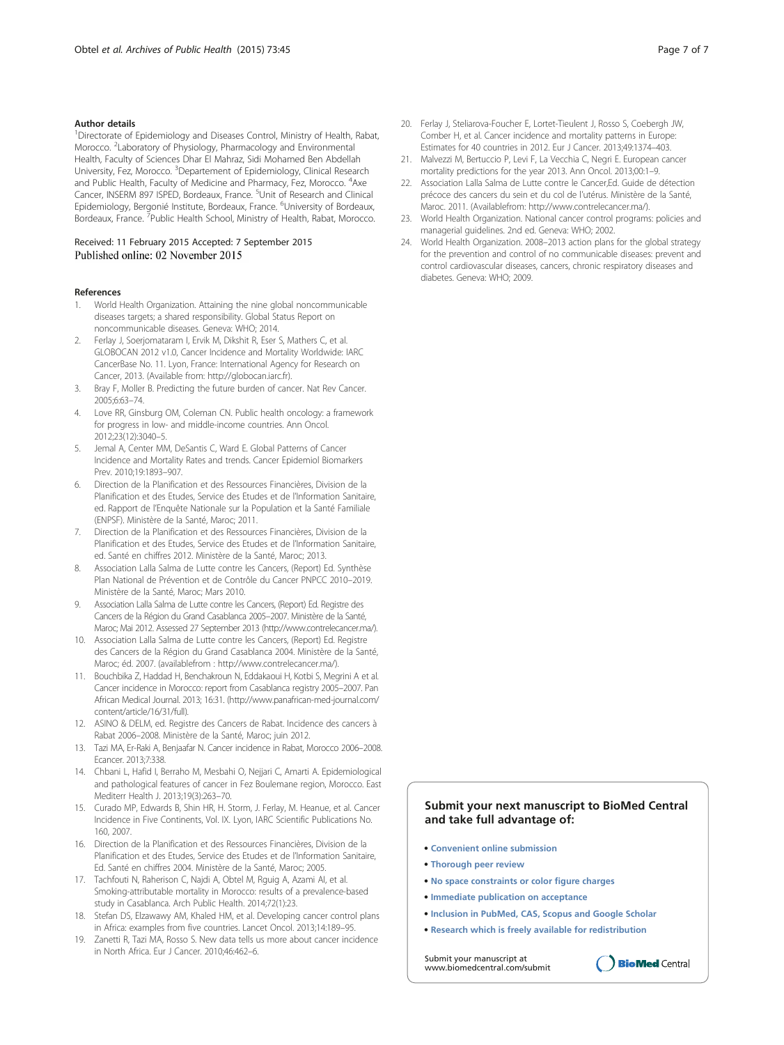#### Author details

[1]Directorate of Epidemiology and Diseases Control, Ministry of Health, Rabat, Morocco. [2]Laboratory of Physiology, Pharmacology and Environmental Health, Faculty of Sciences Dhar El Mahraz, Sidi Mohamed Ben Abdellah University, Fez, Morocco. [3]Departement of Epidemiology, Clinical Research and Public Health, Faculty of Medicine and Pharmacy, Fez, Morocco. [4]Axe Cancer, INSERM 897 ISPED, Bordeaux, France. [5]Unit of Research and Clinical Epidemiology, Bergonié Institute, Bordeaux, France. [6]University of Bordeaux, Bordeaux, France. [7]Public Health School, Ministry of Health, Rabat, Morocco.

Received: 11 February 2015 Accepted: 7 September 2015
Published online: 02 November 2015

#### References

1. World Health Organization. Attaining the nine global noncommunicable diseases targets; a shared responsibility. Global Status Report on noncommunicable diseases. Geneva: WHO; 2014.
2. Ferlay J, Soerjomataram I, Ervik M, Dikshit R, Eser S, Mathers C, et al. GLOBOCAN 2012 v1.0, Cancer Incidence and Mortality Worldwide: IARC CancerBase No. 11. Lyon, France: International Agency for Research on Cancer, 2013. (Available from: http://globocan.iarc.fr).
3. Bray F, Moller B. Predicting the future burden of cancer. Nat Rev Cancer. 2005;6:63–74.
4. Love RR, Ginsburg OM, Coleman CN. Public health oncology: a framework for progress in low- and middle-income countries. Ann Oncol. 2012;23(12):3040–5.
5. Jemal A, Center MM, DeSantis C, Ward E. Global Patterns of Cancer Incidence and Mortality Rates and trends. Cancer Epidemiol Biomarkers Prev. 2010;19:1893–907.
6. Direction de la Planification et des Ressources Financières, Division de la Planification et des Etudes, Service des Etudes et de l'Information Sanitaire, ed. Rapport de l'Enquête Nationale sur la Population et la Santé Familiale (ENPSF). Ministère de la Santé, Maroc; 2011.
7. Direction de la Planification et des Ressources Financières, Division de la Planification et des Etudes, Service des Etudes et de l'Information Sanitaire, ed. Santé en chiffres 2012. Ministère de la Santé, Maroc; 2013.
8. Association Lalla Salma de Lutte contre les Cancers, (Report) Ed. Synthèse Plan National de Prévention et de Contrôle du Cancer PNPCC 2010–2019. Ministère de la Santé, Maroc; Mars 2010.
9. Association Lalla Salma de Lutte contre les Cancers, (Report) Ed. Registre des Cancers de la Région du Grand Casablanca 2005–2007. Ministère de la Santé, Maroc; Mai 2012. Assessed 27 September 2013 (http://www.contrelecancer.ma/).
10. Association Lalla Salma de Lutte contre les Cancers, (Report) Ed. Registre des Cancers de la Région du Grand Casablanca 2004. Ministère de la Santé, Maroc; éd. 2007. (availablefrom : http://www.contrelecancer.ma/).
11. Bouchbika Z, Haddad H, Benchakroun N, Eddakaoui H, Kotbi S, Megrini A et al. Cancer incidence in Morocco: report from Casablanca registry 2005–2007. Pan African Medical Journal. 2013; 16:31. (http://www.panafrican-med-journal.com/content/article/16/31/full).
12. ASINO & DELM, ed. Registre des Cancers de Rabat. Incidence des cancers à Rabat 2006–2008. Ministère de la Santé, Maroc; juin 2012.
13. Tazi MA, Er-Raki A, Benjaafar N. Cancer incidence in Rabat, Morocco 2006–2008. Ecancer. 2013;7:338.
14. Chbani L, Hafid I, Berraho M, Mesbahi O, Nejjari C, Amarti A. Epidemiological and pathological features of cancer in Fez Boulemane region, Morocco. East Mediterr Health J. 2013;19(3):263–70.
15. Curado MP, Edwards B, Shin HR, H. Storm, J. Ferlay, M. Heanue, et al. Cancer Incidence in Five Continents, Vol. IX. Lyon, IARC Scientific Publications No. 160, 2007.
16. Direction de la Planification et des Ressources Financières, Division de la Planification et des Etudes, Service des Etudes et de l'Information Sanitaire, Ed. Santé en chiffres 2004. Ministère de la Santé, Maroc; 2005.
17. Tachfouti N, Raherison C, Najdi A, Obtel M, Rguig A, Azami AI, et al. Smoking-attributable mortality in Morocco: results of a prevalence-based study in Casablanca. Arch Public Health. 2014;72(1):23.
18. Stefan DS, Elzawawy AM, Khaled HM, et al. Developing cancer control plans in Africa: examples from five countries. Lancet Oncol. 2013;14:189–95.
19. Zanetti R, Tazi MA, Rosso S. New data tells us more about cancer incidence in North Africa. Eur J Cancer. 2010;46:462–6.
20. Ferlay J, Steliarova-Foucher E, Lortet-Tieulent J, Rosso S, Coebergh JW, Comber H, et al. Cancer incidence and mortality patterns in Europe: Estimates for 40 countries in 2012. Eur J Cancer. 2013;49:1374–403.
21. Malvezzi M, Bertuccio P, Levi F, La Vecchia C, Negri E. European cancer mortality predictions for the year 2013. Ann Oncol. 2013;00:1–9.
22. Association Lalla Salma de Lutte contre le Cancer,Ed. Guide de détection précoce des cancers du sein et du col de l'utérus. Ministère de la Santé, Maroc. 2011. (Availablefrom: http://www.contrelecancer.ma/).
23. World Health Organization. National cancer control programs: policies and managerial guidelines. 2nd ed. Geneva: WHO; 2002.
24. World Health Organization. 2008–2013 action plans for the global strategy for the prevention and control of no communicable diseases: prevent and control cardiovascular diseases, cancers, chronic respiratory diseases and diabetes. Geneva: WHO; 2009.

**Submit your next manuscript to BioMed Central and take full advantage of:**

- **Convenient online submission**
- **Thorough peer review**
- **No space constraints or color figure charges**
- **Immediate publication on acceptance**
- **Inclusion in PubMed, CAS, Scopus and Google Scholar**
- **Research which is freely available for redistribution**

Submit your manuscript at
www.biomedcentral.com/submit

BioMed Central